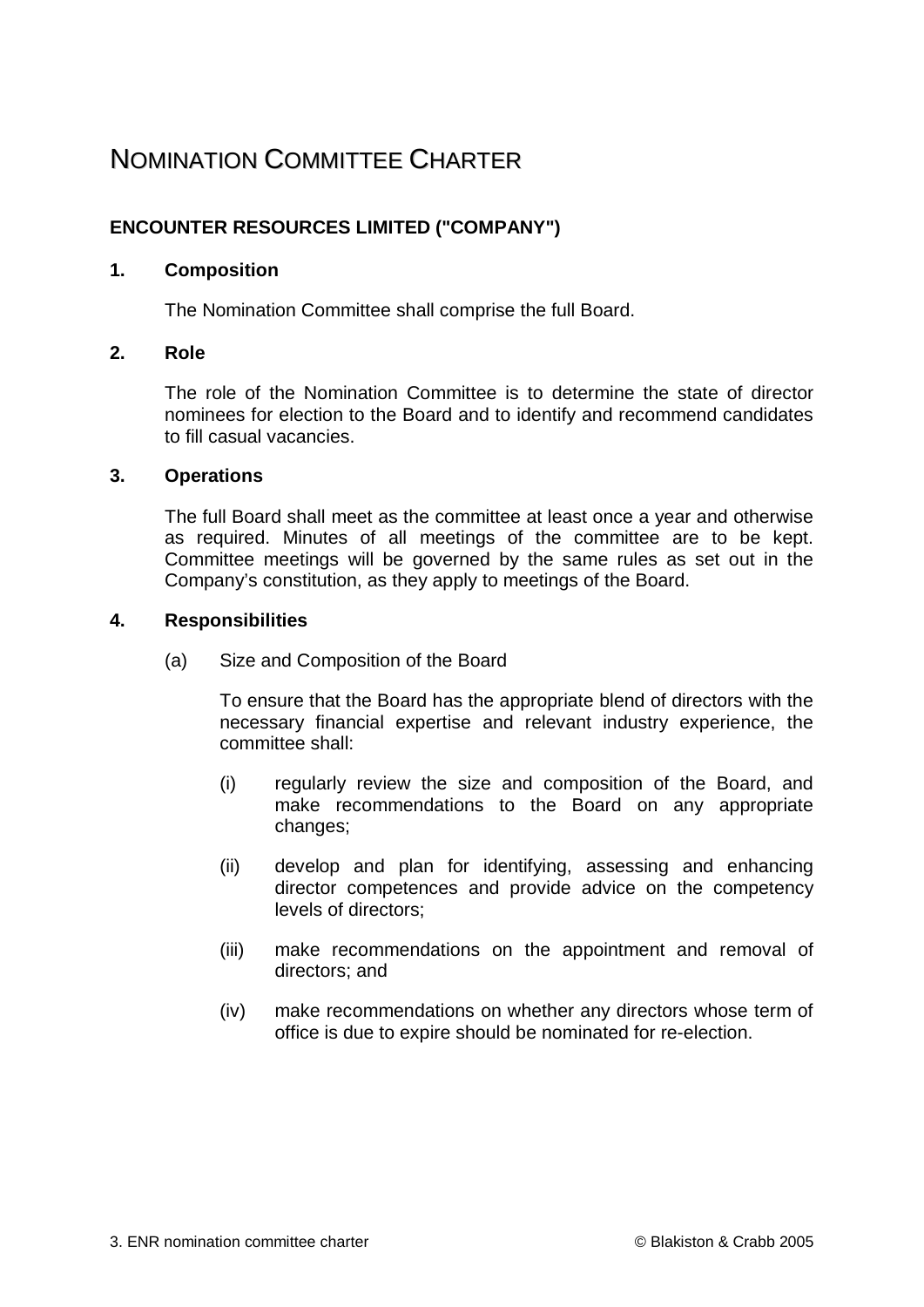# NOMINATION COMMITTEE CHARTER

**ENCOUNTER RESOURCES LIMITED ("COMPANY")**

**1. Composition**

The Nomination Committee shall comprise the full Board.

**2. Role**

The role of the Nomination Committee is to determine the state of director nominees for election to the Board and to identify and recommend candidates to fill casual vacancies.

**3. Operations**

The full Board shall meet as the committee at least once a year and otherwise as required. Minutes of all meetings of the committee are to be kept. Committee meetings will be governed by the same rules as set out in the Company's constitution, as they apply to meetings of the Board.

**4. Responsibilities**

(a) Size and Composition of the Board

To ensure that the Board has the appropriate blend of directors with the necessary financial expertise and relevant industry experience, the committee shall:

(i) regularly review the size and composition of the Board, and make recommendations to the Board on any appropriate changes;

(ii) develop and plan for identifying, assessing and enhancing director competences and provide advice on the competency levels of directors;

(iii) make recommendations on the appointment and removal of directors; and

(iv) make recommendations on whether any directors whose term of office is due to expire should be nominated for re-election.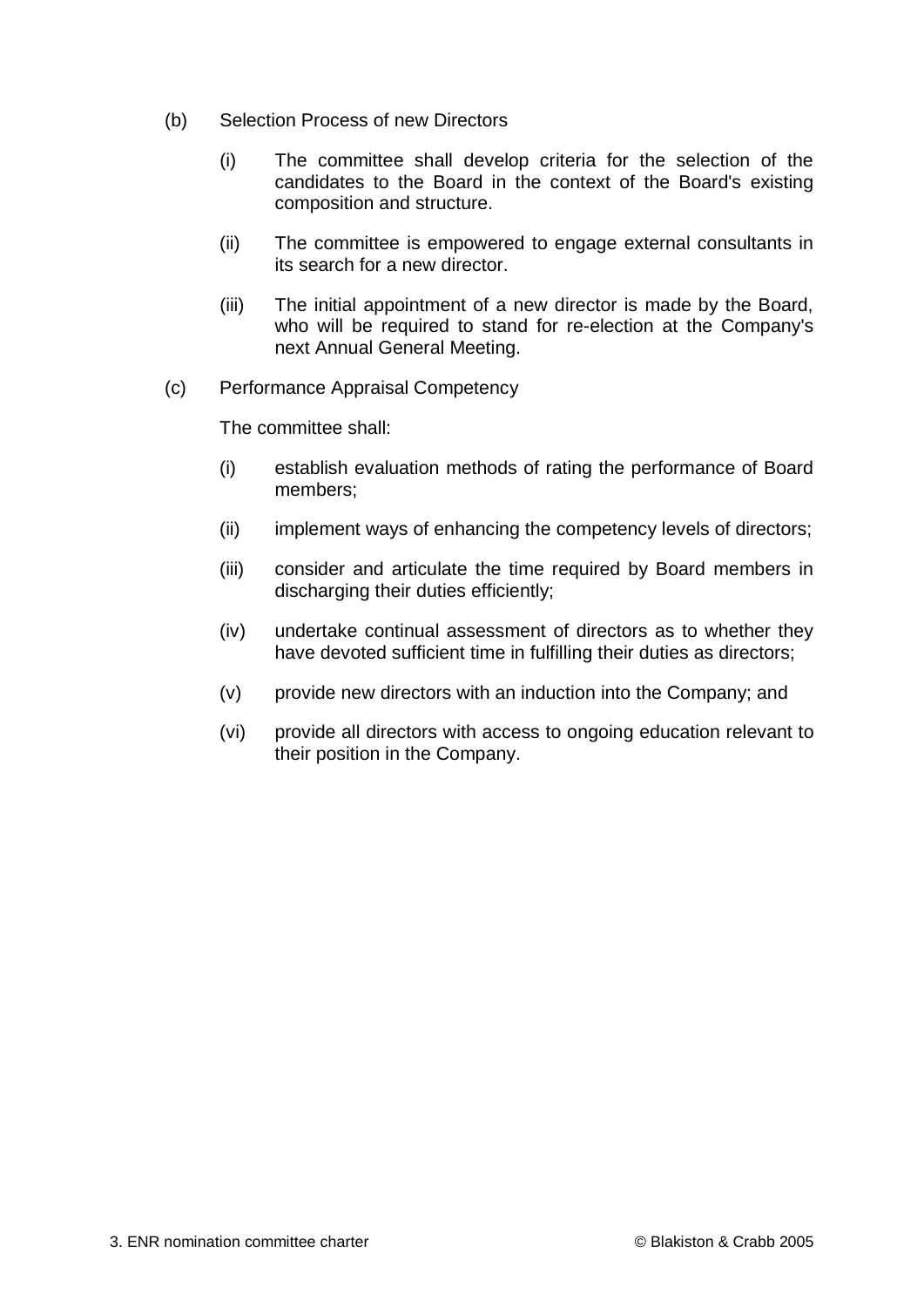(b) Selection Process of new Directors

  (i) The committee shall develop criteria for the selection of the candidates to the Board in the context of the Board's existing composition and structure.

  (ii) The committee is empowered to engage external consultants in its search for a new director.

  (iii) The initial appointment of a new director is made by the Board, who will be required to stand for re-election at the Company's next Annual General Meeting.

(c) Performance Appraisal Competency

The committee shall:

  (i) establish evaluation methods of rating the performance of Board members;

  (ii) implement ways of enhancing the competency levels of directors;

  (iii) consider and articulate the time required by Board members in discharging their duties efficiently;

  (iv) undertake continual assessment of directors as to whether they have devoted sufficient time in fulfilling their duties as directors;

  (v) provide new directors with an induction into the Company; and

  (vi) provide all directors with access to ongoing education relevant to their position in the Company.